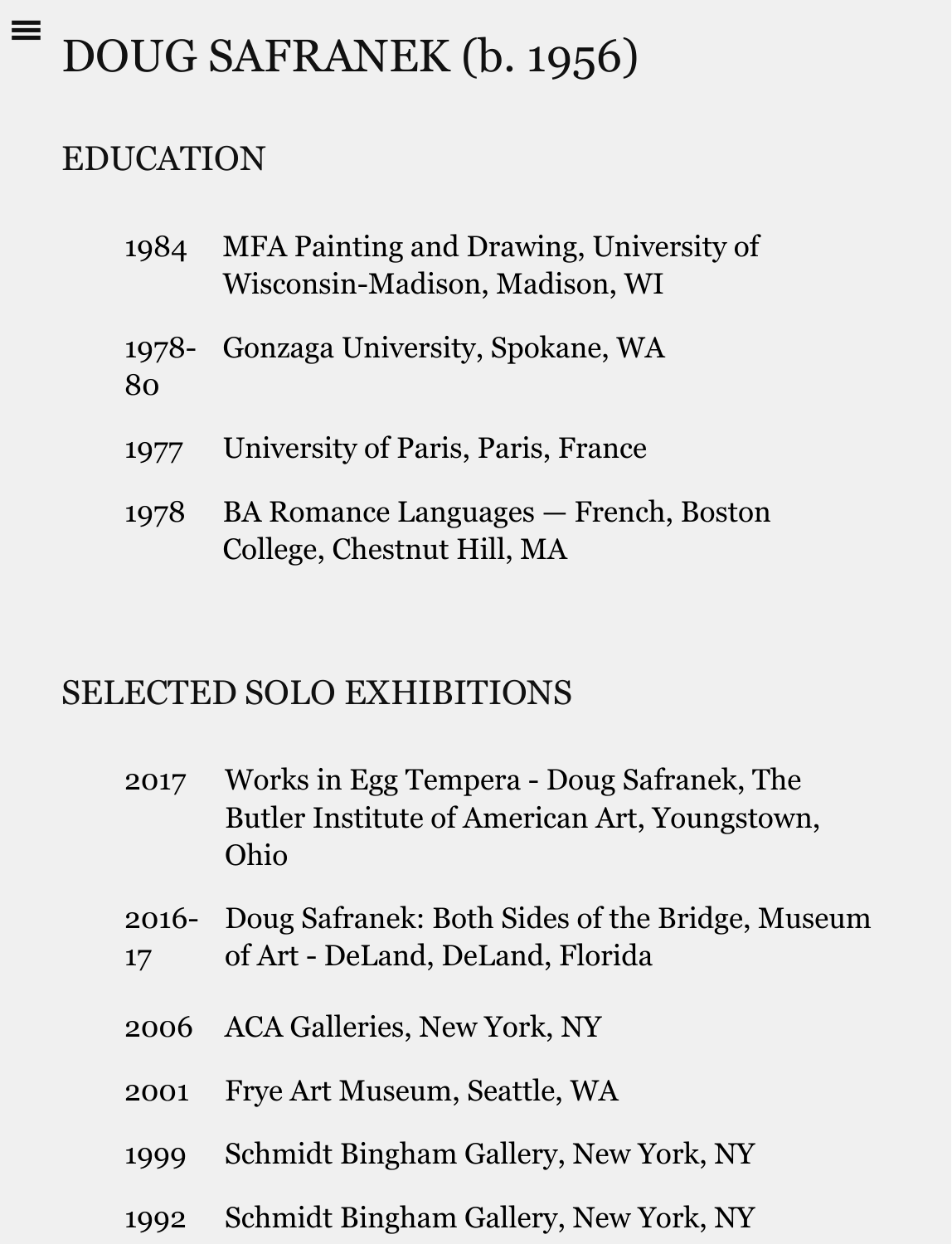# DOUG SAFRANEK (b. 1956)

## EDUCATION

| | |
|---|---|
| 1984 | MFA Painting and Drawing, University of Wisconsin-Madison, Madison, WI |
| 1978-80 | Gonzaga University, Spokane, WA |
| 1977 | University of Paris, Paris, France |
| 1978 | BA Romance Languages — French, Boston College, Chestnut Hill, MA |

## SELECTED SOLO EXHIBITIONS

| | |
|---|---|
| 2017 | Works in Egg Tempera - Doug Safranek, The Butler Institute of American Art, Youngstown, Ohio |
| 2016-17 | Doug Safranek: Both Sides of the Bridge, Museum of Art - DeLand, DeLand, Florida |
| 2006 | ACA Galleries, New York, NY |
| 2001 | Frye Art Museum, Seattle, WA |
| 1999 | Schmidt Bingham Gallery, New York, NY |
| 1992 | Schmidt Bingham Gallery, New York, NY |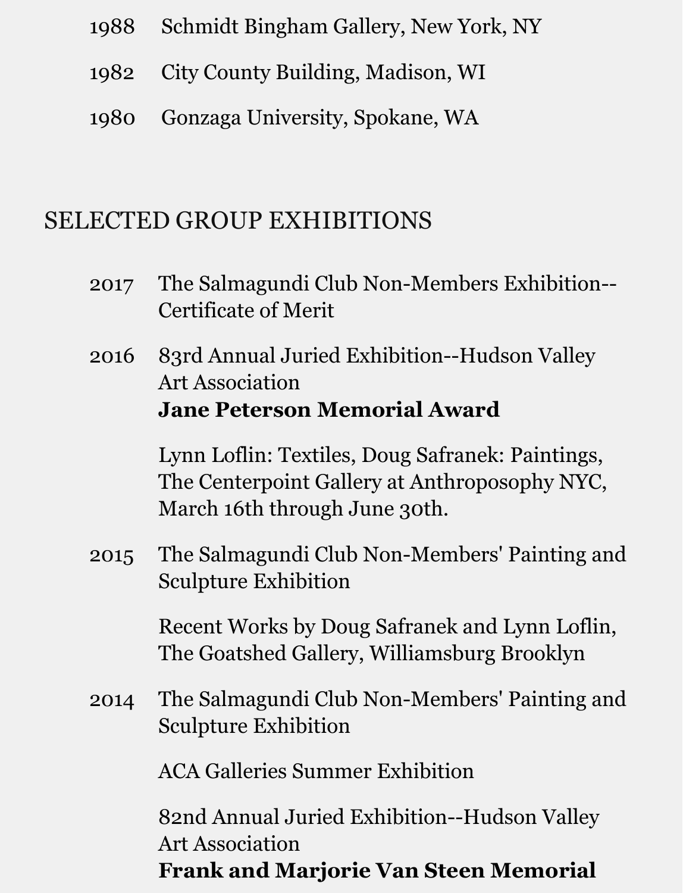1988 Schmidt Bingham Gallery, New York, NY

1982 City County Building, Madison, WI

1980 Gonzaga University, Spokane, WA

## SELECTED GROUP EXHIBITIONS

2017 The Salmagundi Club Non-Members Exhibition--Certificate of Merit

2016 83rd Annual Juried Exhibition--Hudson Valley Art Association
**Jane Peterson Memorial Award**

Lynn Loflin: Textiles, Doug Safranek: Paintings, The Centerpoint Gallery at Anthroposophy NYC, March 16th through June 30th.

2015 The Salmagundi Club Non-Members' Painting and Sculpture Exhibition

Recent Works by Doug Safranek and Lynn Loflin, The Goatshed Gallery, Williamsburg Brooklyn

2014 The Salmagundi Club Non-Members' Painting and Sculpture Exhibition

ACA Galleries Summer Exhibition

82nd Annual Juried Exhibition--Hudson Valley Art Association
**Frank and Marjorie Van Steen Memorial**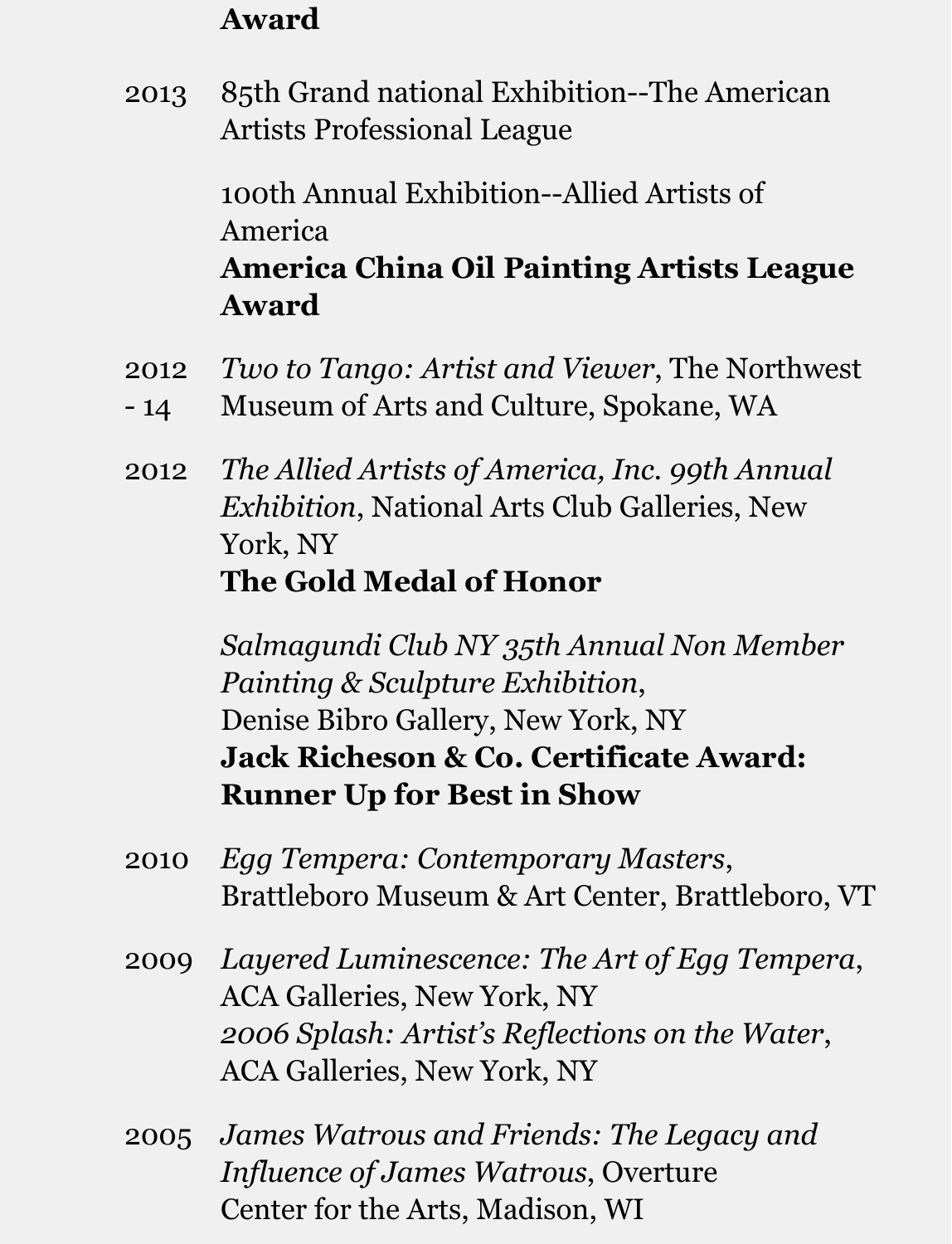**Award**

2013 85th Grand national Exhibition--The American Artists Professional League

100th Annual Exhibition--Allied Artists of America
**America China Oil Painting Artists League Award**

2012 - 14 *Two to Tango: Artist and Viewer*, The Northwest Museum of Arts and Culture, Spokane, WA

2012 *The Allied Artists of America, Inc. 99th Annual Exhibition*, National Arts Club Galleries, New York, NY
**The Gold Medal of Honor**

*Salmagundi Club NY 35th Annual Non Member Painting & Sculpture Exhibition*,
Denise Bibro Gallery, New York, NY
**Jack Richeson & Co. Certificate Award: Runner Up for Best in Show**

2010 *Egg Tempera: Contemporary Masters*, Brattleboro Museum & Art Center, Brattleboro, VT

2009 *Layered Luminescence: The Art of Egg Tempera*, ACA Galleries, New York, NY
*2006 Splash: Artist's Reflections on the Water*, ACA Galleries, New York, NY

2005 *James Watrous and Friends: The Legacy and Influence of James Watrous*, Overture Center for the Arts, Madison, WI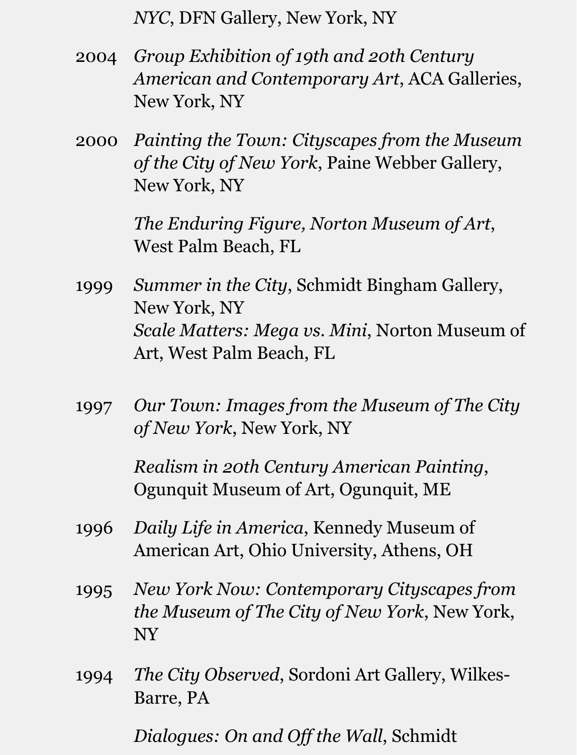*NYC*, DFN Gallery, New York, NY

2004 *Group Exhibition of 19th and 20th Century American and Contemporary Art*, ACA Galleries, New York, NY

2000 *Painting the Town: Cityscapes from the Museum of the City of New York*, Paine Webber Gallery, New York, NY

*The Enduring Figure, Norton Museum of Art*, West Palm Beach, FL

1999 *Summer in the City*, Schmidt Bingham Gallery, New York, NY
*Scale Matters: Mega vs. Mini*, Norton Museum of Art, West Palm Beach, FL

1997 *Our Town: Images from the Museum of The City of New York*, New York, NY

*Realism in 20th Century American Painting*, Ogunquit Museum of Art, Ogunquit, ME

1996 *Daily Life in America*, Kennedy Museum of American Art, Ohio University, Athens, OH

1995 *New York Now: Contemporary Cityscapes from the Museum of The City of New York*, New York, NY

1994 *The City Observed*, Sordoni Art Gallery, Wilkes-Barre, PA

*Dialogues: On and Off the Wall*, Schmidt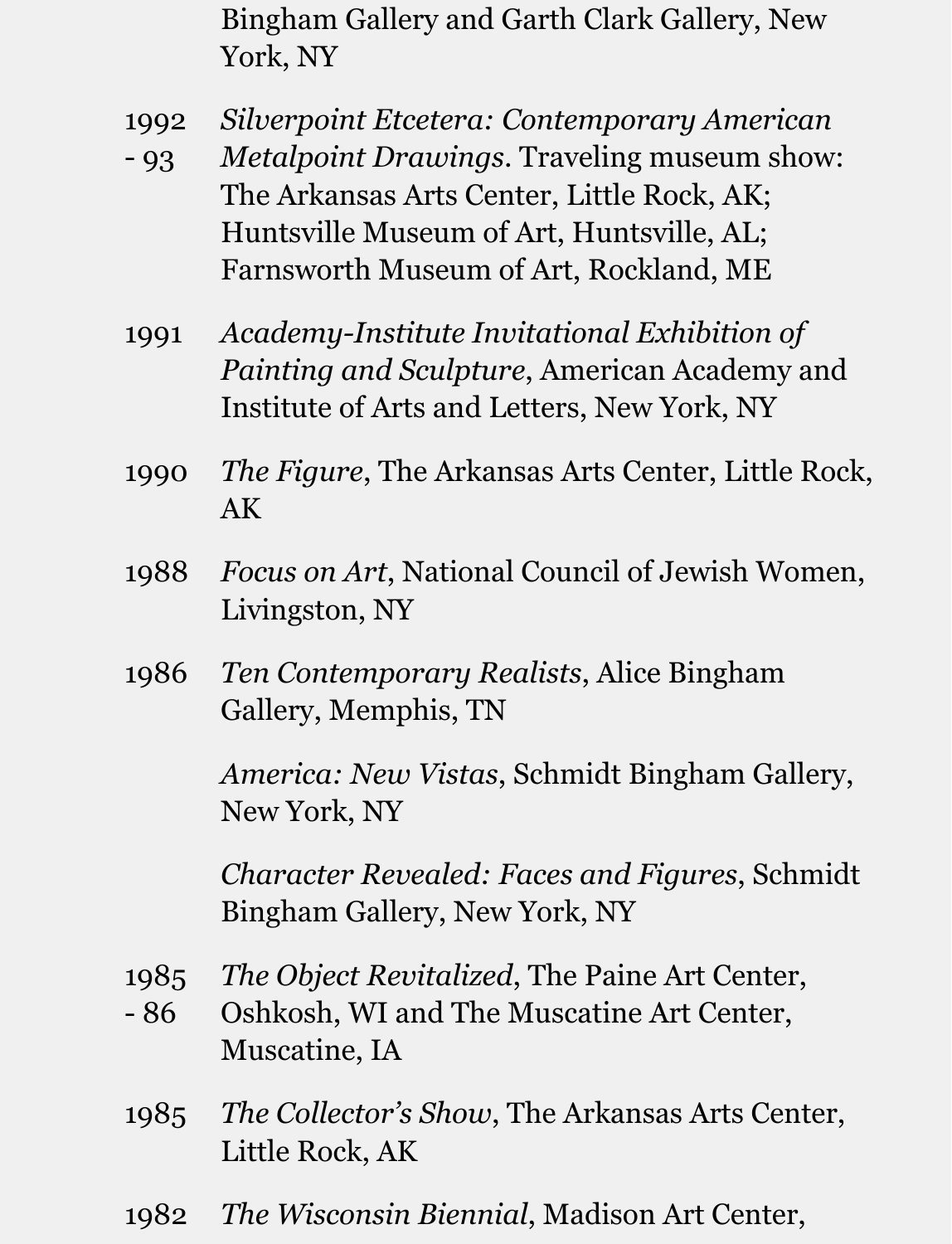Bingham Gallery and Garth Clark Gallery, New York, NY

1992 - 93 *Silverpoint Etcetera: Contemporary American Metalpoint Drawings*. Traveling museum show: The Arkansas Arts Center, Little Rock, AK; Huntsville Museum of Art, Huntsville, AL; Farnsworth Museum of Art, Rockland, ME

1991 *Academy-Institute Invitational Exhibition of Painting and Sculpture*, American Academy and Institute of Arts and Letters, New York, NY

1990 *The Figure*, The Arkansas Arts Center, Little Rock, AK

1988 *Focus on Art*, National Council of Jewish Women, Livingston, NY

1986 *Ten Contemporary Realists*, Alice Bingham Gallery, Memphis, TN

*America: New Vistas*, Schmidt Bingham Gallery, New York, NY

*Character Revealed: Faces and Figures*, Schmidt Bingham Gallery, New York, NY

1985 - 86 *The Object Revitalized*, The Paine Art Center, Oshkosh, WI and The Muscatine Art Center, Muscatine, IA

1985 *The Collector's Show*, The Arkansas Arts Center, Little Rock, AK

1982 *The Wisconsin Biennial*, Madison Art Center,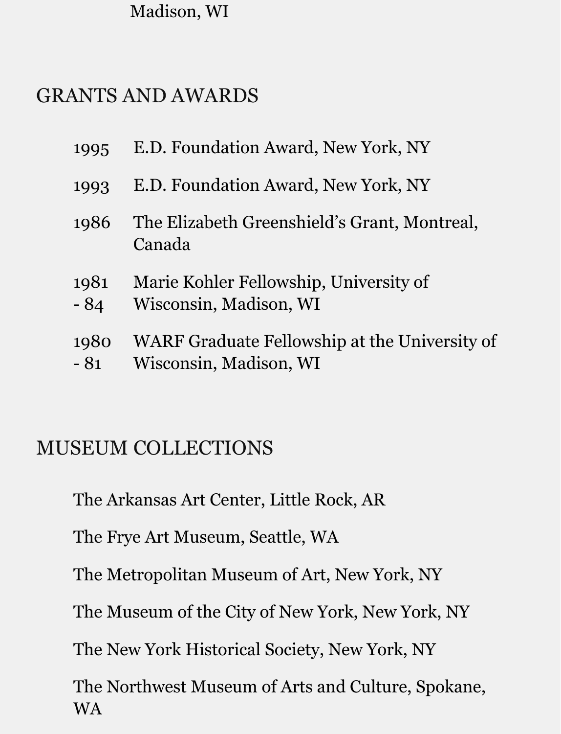Madison, WI

## GRANTS AND AWARDS

1995 E.D. Foundation Award, New York, NY

1993 E.D. Foundation Award, New York, NY

1986 The Elizabeth Greenshield's Grant, Montreal, Canada

1981 - 84 Marie Kohler Fellowship, University of Wisconsin, Madison, WI

1980 - 81 WARF Graduate Fellowship at the University of Wisconsin, Madison, WI

## MUSEUM COLLECTIONS

The Arkansas Art Center, Little Rock, AR

The Frye Art Museum, Seattle, WA

The Metropolitan Museum of Art, New York, NY

The Museum of the City of New York, New York, NY

The New York Historical Society, New York, NY

The Northwest Museum of Arts and Culture, Spokane, WA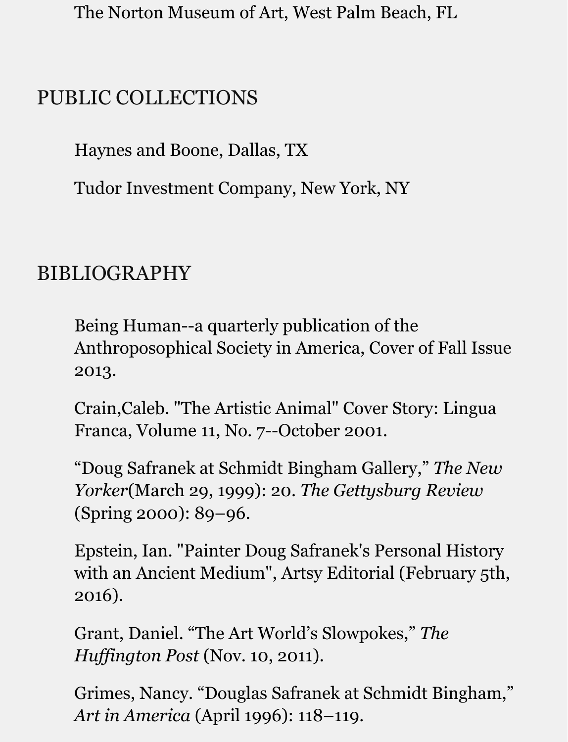The Norton Museum of Art, West Palm Beach, FL

## PUBLIC COLLECTIONS

Haynes and Boone, Dallas, TX

Tudor Investment Company, New York, NY

## BIBLIOGRAPHY

Being Human--a quarterly publication of the Anthroposophical Society in America, Cover of Fall Issue 2013.

Crain,Caleb. "The Artistic Animal" Cover Story: Lingua Franca, Volume 11, No. 7--October 2001.

“Doug Safranek at Schmidt Bingham Gallery,” *The New Yorker*(March 29, 1999): 20. *The Gettysburg Review* (Spring 2000): 89–96.

Epstein, Ian. "Painter Doug Safranek's Personal History with an Ancient Medium", Artsy Editorial (February 5th, 2016).

Grant, Daniel. “The Art World’s Slowpokes,” *The Huffington Post* (Nov. 10, 2011).

Grimes, Nancy. “Douglas Safranek at Schmidt Bingham,” *Art in America* (April 1996): 118–119.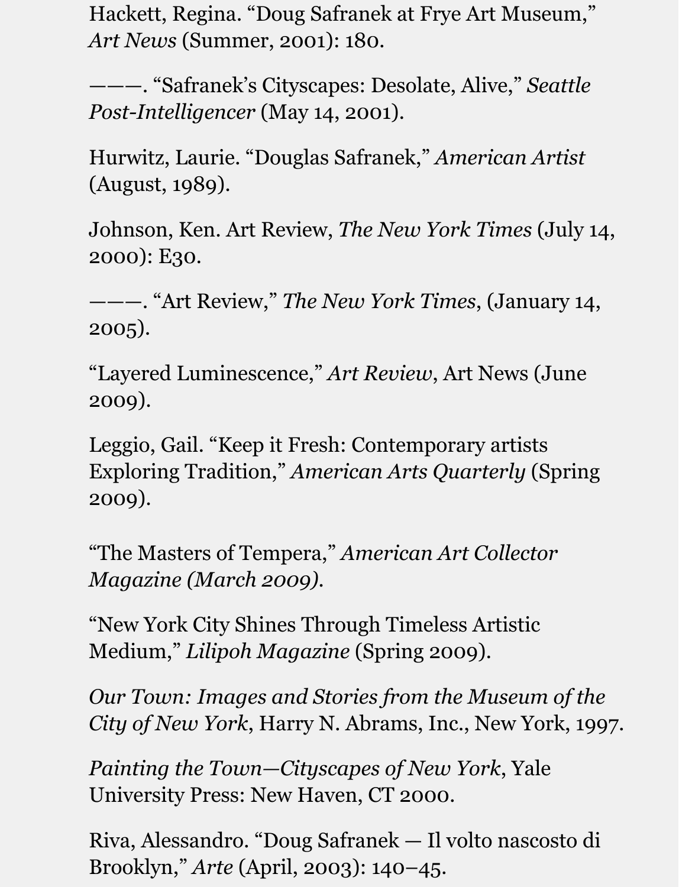Hackett, Regina. “Doug Safranek at Frye Art Museum,” *Art News* (Summer, 2001): 180.

———. “Safranek’s Cityscapes: Desolate, Alive,” *Seattle Post-Intelligencer* (May 14, 2001).

Hurwitz, Laurie. “Douglas Safranek,” *American Artist* (August, 1989).

Johnson, Ken. Art Review, *The New York Times* (July 14, 2000): E30.

———. “Art Review,” *The New York Times*, (January 14, 2005).

“Layered Luminescence,” *Art Review*, Art News (June 2009).

Leggio, Gail. “Keep it Fresh: Contemporary artists Exploring Tradition,” *American Arts Quarterly* (Spring 2009).

“The Masters of Tempera,” *American Art Collector Magazine (March 2009).*

“New York City Shines Through Timeless Artistic Medium,” *Lilipoh Magazine* (Spring 2009).

*Our Town: Images and Stories from the Museum of the City of New York*, Harry N. Abrams, Inc., New York, 1997.

*Painting the Town—Cityscapes of New York*, Yale University Press: New Haven, CT 2000.

Riva, Alessandro. “Doug Safranek — Il volto nascosto di Brooklyn,” *Arte* (April, 2003): 140–45.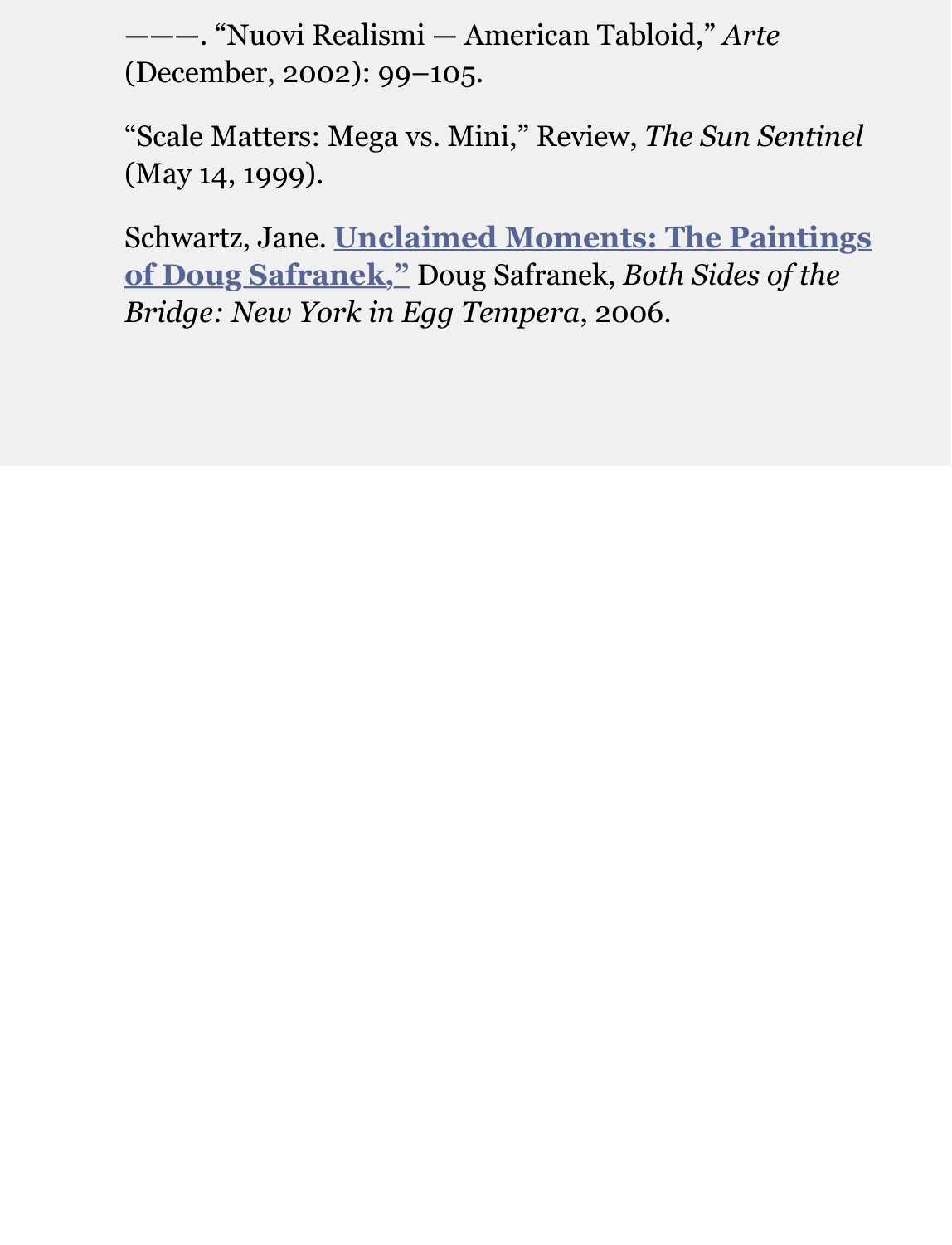———. “Nuovi Realismi — American Tabloid,” *Arte* (December, 2002): 99–105.

“Scale Matters: Mega vs. Mini,” Review, *The Sun Sentinel* (May 14, 1999).

Schwartz, Jane. **Unclaimed Moments: The Paintings of Doug Safranek,”** Doug Safranek, *Both Sides of the Bridge: New York in Egg Tempera*, 2006.